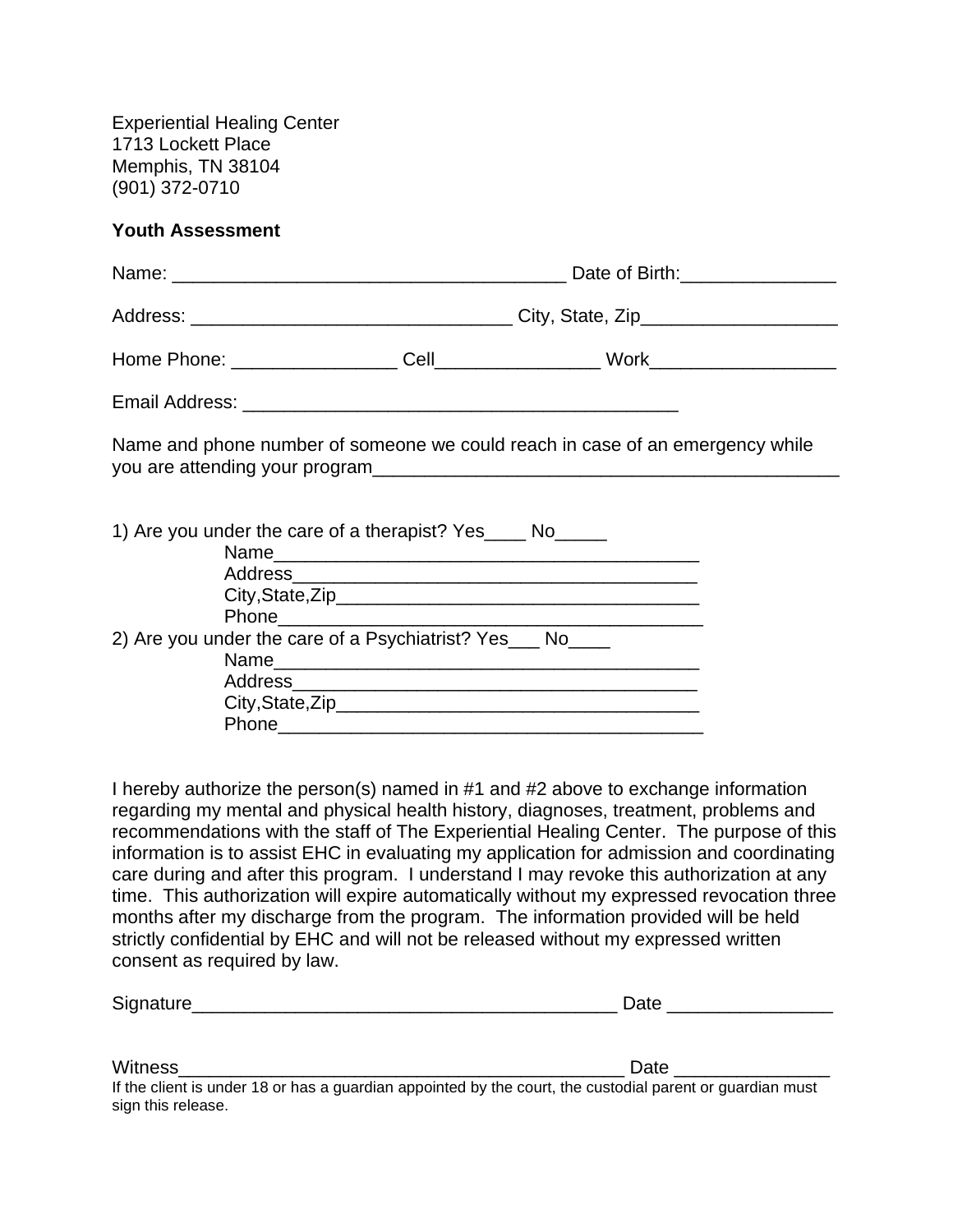Experiential Healing Center
1713 Lockett Place
Memphis, TN 38104
(901) 372-0710

**Youth Assessment**

Name: _____________________________________ Date of Birth:_______________

Address: ______________________________ City, State, Zip___________________

Home Phone: ________________ Cell________________ Work__________________

Email Address: _________________________________________

Name and phone number of someone we could reach in case of an emergency while you are attending your program_____________________________________________

1) Are you under the care of a therapist? Yes____ No_____

Name________________________________________

Address______________________________________

City,State,Zip__________________________________

Phone________________________________________

2) Are you under the care of a Psychiatrist? Yes___ No____

Name________________________________________

Address______________________________________

City,State,Zip__________________________________

Phone________________________________________

I hereby authorize the person(s) named in #1 and #2 above to exchange information regarding my mental and physical health history, diagnoses, treatment, problems and recommendations with the staff of The Experiential Healing Center. The purpose of this information is to assist EHC in evaluating my application for admission and coordinating care during and after this program. I understand I may revoke this authorization at any time. This authorization will expire automatically without my expressed revocation three months after my discharge from the program. The information provided will be held strictly confidential by EHC and will not be released without my expressed written consent as required by law.

Signature________________________________________ Date ________________

Witness__________________________________________ Date _______________

If the client is under 18 or has a guardian appointed by the court, the custodial parent or guardian must sign this release.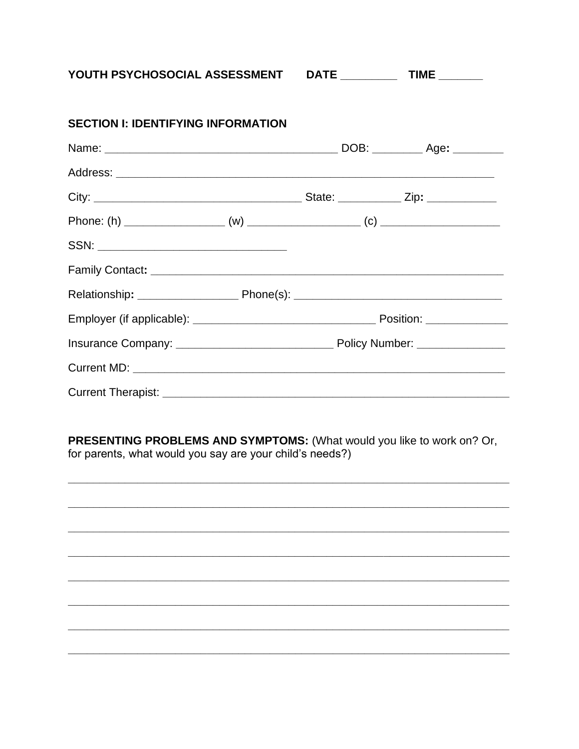**YOUTH PSYCHOSOCIAL ASSESSMENT DATE _________ TIME _______**

**SECTION I: IDENTIFYING INFORMATION**

Name: _____________________________________ DOB: ________ Age**:** ________

Address: ______________________________________________________________

City: _________________________________ State: __________ Zip**:** ___________

Phone: (h) ________________ (w) __________________ (c) ___________________

SSN: ______________________________

Family Contact**:** ________________________________________________________

Relationship**:** ________________ Phone(s): _________________________________

Employer (if applicable): _____________________________ Position: _____________

Insurance Company: _________________________ Policy Number: ______________

Current MD: ___________________________________________________________

Current Therapist: _______________________________________________________

**PRESENTING PROBLEMS AND SYMPTOMS:** (What would you like to work on? Or, for parents, what would you say are your child's needs?)

______________________________________________________________________

______________________________________________________________________

______________________________________________________________________

______________________________________________________________________

______________________________________________________________________

______________________________________________________________________

______________________________________________________________________

______________________________________________________________________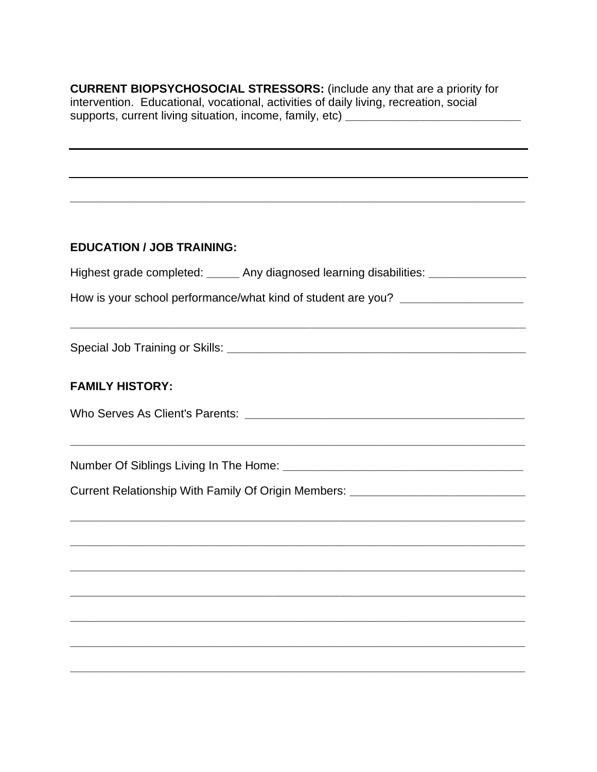**CURRENT BIOPSYCHOSOCIAL STRESSORS:** (include any that are a priority for intervention. Educational, vocational, activities of daily living, recreation, social supports, current living situation, income, family, etc) ___________________________

___________________________________________________________________________

___________________________________________________________________________

___________________________________________________________________________

**EDUCATION / JOB TRAINING:**

Highest grade completed: _____ Any diagnosed learning disabilities: _______________

How is your school performance/what kind of student are you? ___________________

___________________________________________________________________________

Special Job Training or Skills: ________________________________________________

**FAMILY HISTORY:**

Who Serves As Client's Parents: _____________________________________________

___________________________________________________________________________

Number Of Siblings Living In The Home: ______________________________________

Current Relationship With Family Of Origin Members: ___________________________

___________________________________________________________________________

___________________________________________________________________________

___________________________________________________________________________

___________________________________________________________________________

___________________________________________________________________________

___________________________________________________________________________

___________________________________________________________________________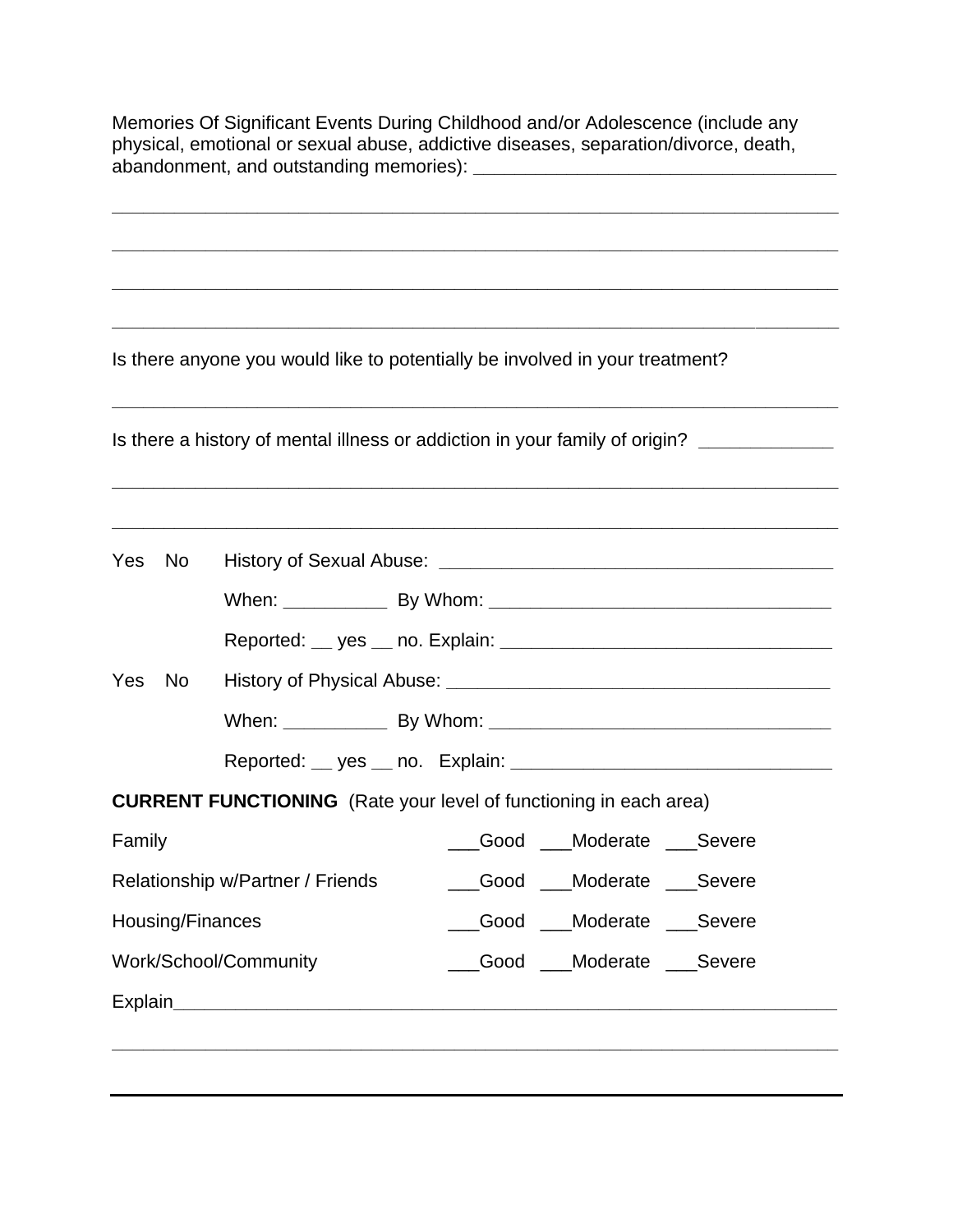Memories Of Significant Events During Childhood and/or Adolescence (include any physical, emotional or sexual abuse, addictive diseases, separation/divorce, death, abandonment, and outstanding memories): ___________________________________

___________________________________________________________________________

___________________________________________________________________________

___________________________________________________________________________

___________________________________________________________________________

Is there anyone you would like to potentially be involved in your treatment?

___________________________________________________________________________

Is there a history of mental illness or addiction in your family of origin? _____________

___________________________________________________________________________

___________________________________________________________________________

Yes No History of Sexual Abuse: _______________________________________

When: __________ By Whom: _________________________________

Reported: __ yes __ no. Explain: ________________________________

Yes No History of Physical Abuse: ______________________________________

When: __________ By Whom: _________________________________

Reported: __ yes __ no. Explain: _______________________________

**CURRENT FUNCTIONING** (Rate your level of functioning in each area)

| | | | |
|---|---|---|---|
| Family | ___Good | ___Moderate | ___Severe |
| Relationship w/Partner / Friends | ___Good | ___Moderate | ___Severe |
| Housing/Finances | ___Good | ___Moderate | ___Severe |
| Work/School/Community | ___Good | ___Moderate | ___Severe |

Explain_________________________________________________________________

___________________________________________________________________________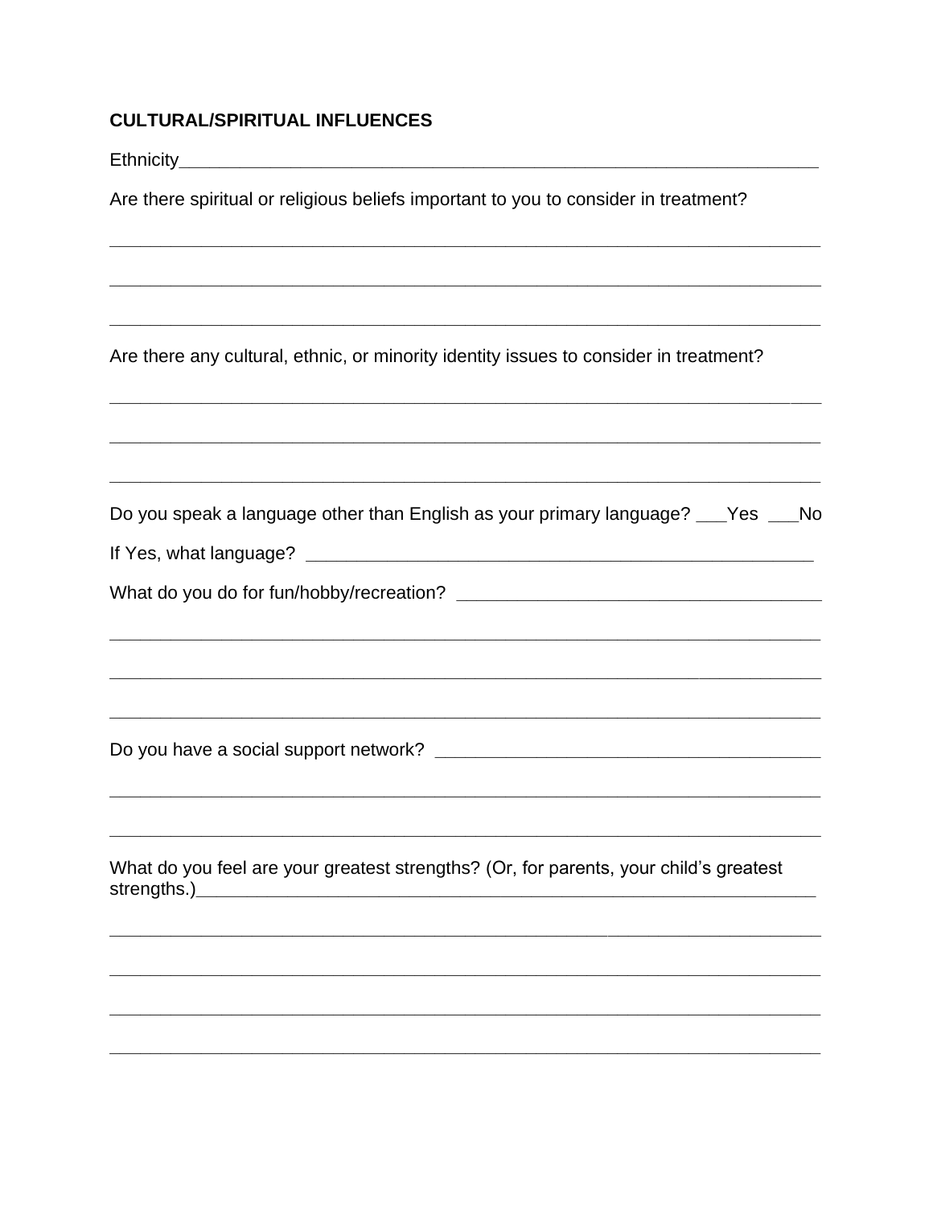**CULTURAL/SPIRITUAL INFLUENCES**

Ethnicity___________________________________________________________________

Are there spiritual or religious beliefs important to you to consider in treatment?

_______________________________________________________________________________

_______________________________________________________________________________

_______________________________________________________________________________

Are there any cultural, ethnic, or minority identity issues to consider in treatment?

_______________________________________________________________________________

_______________________________________________________________________________

_______________________________________________________________________________

Do you speak a language other than English as your primary language? ___Yes ___No

If Yes, what language? ______________________________________________________

What do you do for fun/hobby/recreation? _____________________________________

_______________________________________________________________________________

_______________________________________________________________________________

_______________________________________________________________________________

Do you have a social support network? ________________________________________

_______________________________________________________________________________

_______________________________________________________________________________

What do you feel are your greatest strengths? (Or, for parents, your child's greatest strengths.)___________________________________________________________________

_______________________________________________________________________________

_______________________________________________________________________________

_______________________________________________________________________________

_______________________________________________________________________________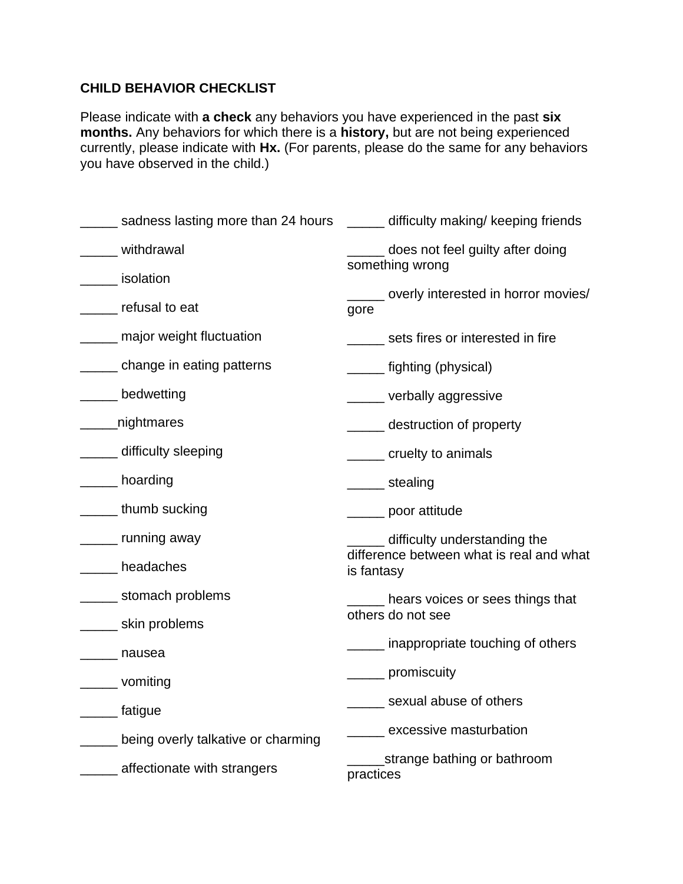**CHILD BEHAVIOR CHECKLIST**

Please indicate with **a check** any behaviors you have experienced in the past **six months.** Any behaviors for which there is a **history,** but are not being experienced currently, please indicate with **Hx.** (For parents, please do the same for any behaviors you have observed in the child.)

_____ sadness lasting more than 24 hours

_____ withdrawal

_____ isolation

_____ refusal to eat

_____ major weight fluctuation

_____ change in eating patterns

_____ bedwetting

_____nightmares

_____ difficulty sleeping

_____ hoarding

_____ thumb sucking

_____ running away

_____ headaches

_____ stomach problems

_____ skin problems

_____ nausea

_____ vomiting

_____ fatigue

_____ being overly talkative or charming

_____ affectionate with strangers

_____ difficulty making/ keeping friends

_____ does not feel guilty after doing something wrong

_____ overly interested in horror movies/ gore

_____ sets fires or interested in fire

_____ fighting (physical)

_____ verbally aggressive

_____ destruction of property

_____ cruelty to animals

_____ stealing

_____ poor attitude

_____ difficulty understanding the difference between what is real and what is fantasy

_____ hears voices or sees things that others do not see

_____ inappropriate touching of others

_____ promiscuity

_____ sexual abuse of others

_____ excessive masturbation

_____strange bathing or bathroom practices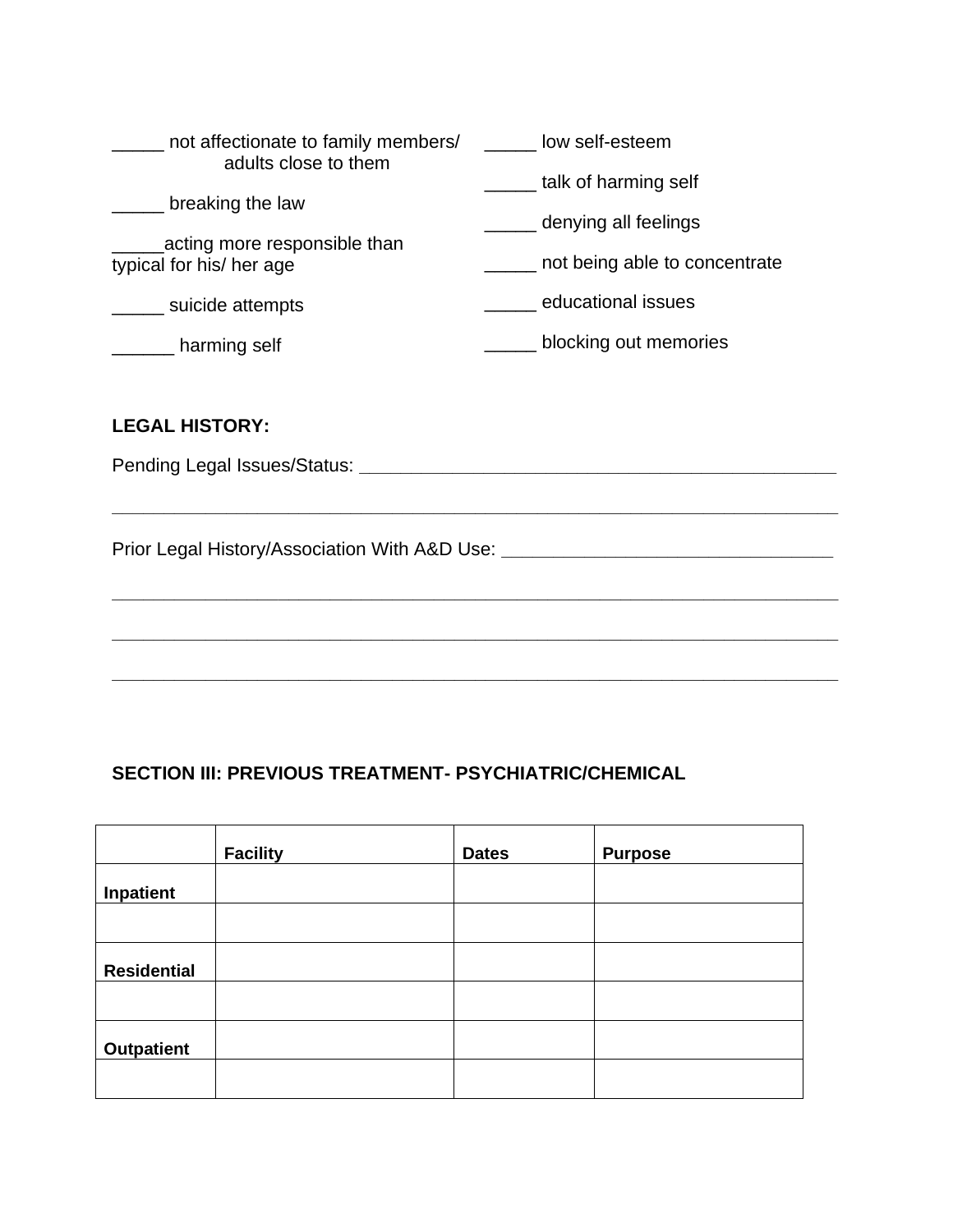_____ not affectionate to family members/ adults close to them

_____ breaking the law

_____acting more responsible than typical for his/ her age

_____ suicide attempts

______ harming self

_____ low self-esteem

_____ talk of harming self

_____ denying all feelings

_____ not being able to concentrate

_____ educational issues

_____ blocking out memories

**LEGAL HISTORY:**

Pending Legal Issues/Status: _______________________________________________

_________________________________________________________________________

Prior Legal History/Association With A&D Use: ________________________________

_________________________________________________________________________

_________________________________________________________________________

_________________________________________________________________________

**SECTION III: PREVIOUS TREATMENT- PSYCHIATRIC/CHEMICAL**

| | **Facility** | **Dates** | **Purpose** |
|---|---|---|---|
| **Inpatient** | | | |
| | | | |
| **Residential** | | | |
| | | | |
| **Outpatient** | | | |
| | | | |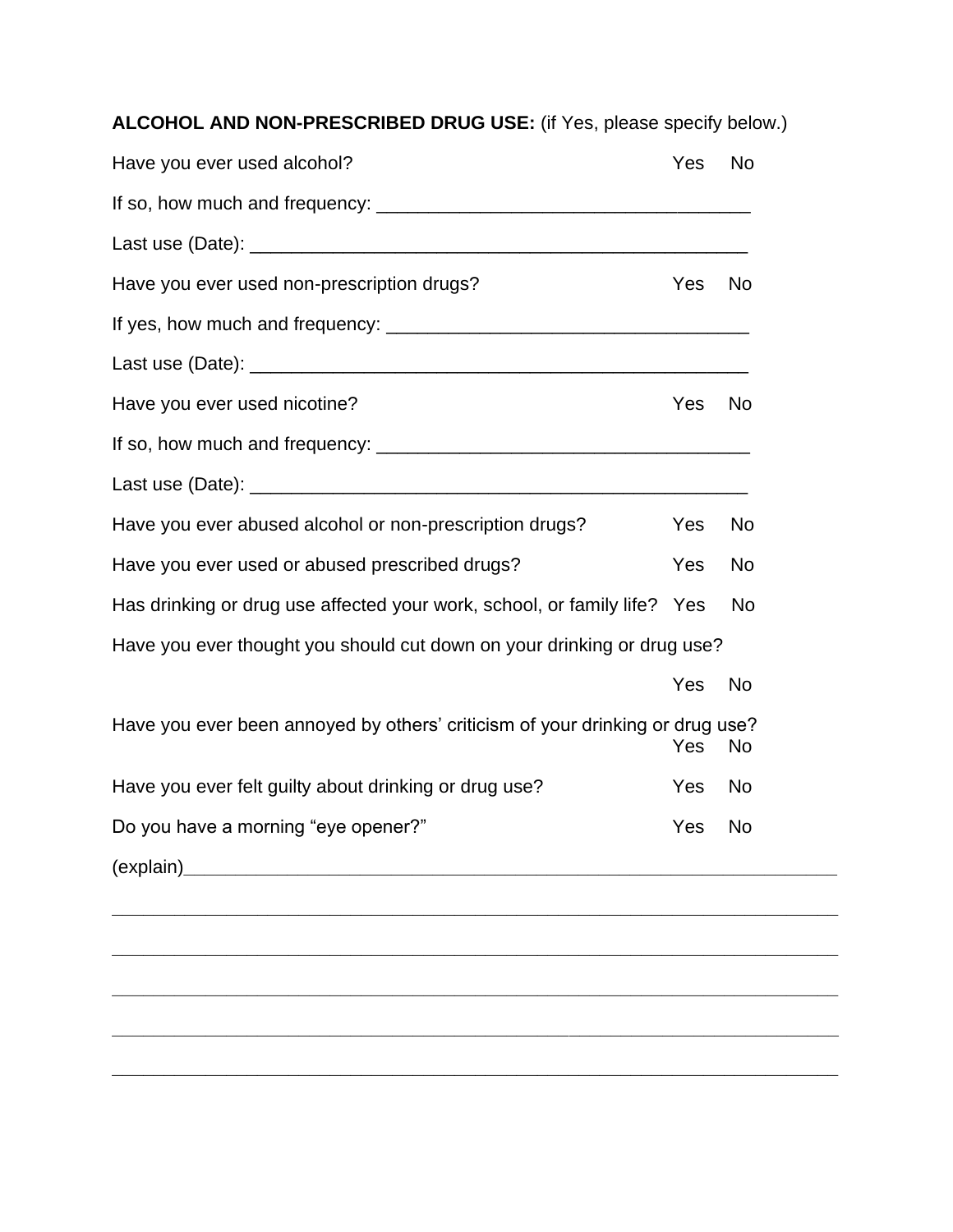**ALCOHOL AND NON-PRESCRIBED DRUG USE:** (if Yes, please specify below.)

Have you ever used alcohol? Yes No

If so, how much and frequency: ___________________________________

Last use (Date): _______________________________________________

Have you ever used non-prescription drugs? Yes No

If yes, how much and frequency: __________________________________

Last use (Date): _______________________________________________

Have you ever used nicotine? Yes No

If so, how much and frequency: ___________________________________

Last use (Date): _______________________________________________

Have you ever abused alcohol or non-prescription drugs? Yes No

Have you ever used or abused prescribed drugs? Yes No

Has drinking or drug use affected your work, school, or family life? Yes No

Have you ever thought you should cut down on your drinking or drug use?

Yes No

Have you ever been annoyed by others' criticism of your drinking or drug use?
Yes No

Have you ever felt guilty about drinking or drug use? Yes No

Do you have a morning "eye opener?" Yes No

(explain)______________________________________________________________

_______________________________________________________________________

_______________________________________________________________________

_______________________________________________________________________

_______________________________________________________________________

_______________________________________________________________________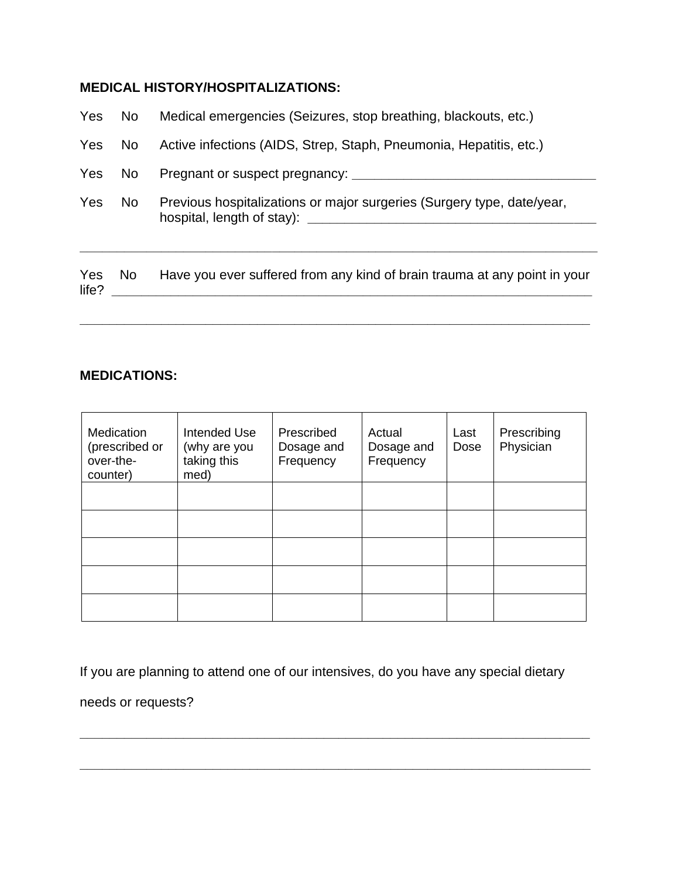**MEDICAL HISTORY/HOSPITALIZATIONS:**

Yes No Medical emergencies (Seizures, stop breathing, blackouts, etc.)

Yes No Active infections (AIDS, Strep, Staph, Pneumonia, Hepatitis, etc.)

Yes No Pregnant or suspect pregnancy: ___________________________________

Yes No Previous hospitalizations or major surgeries (Surgery type, date/year, hospital, length of stay): __________________________________________

___________________________________________________________________________

Yes No Have you ever suffered from any kind of brain trauma at any point in your life? ______________________________________________________________________

___________________________________________________________________________

**MEDICATIONS:**

| Medication (prescribed or over-the-counter) | Intended Use (why are you taking this med) | Prescribed Dosage and Frequency | Actual Dosage and Frequency | Last Dose | Prescribing Physician |
|---|---|---|---|---|---|
| | | | | | |
| | | | | | |
| | | | | | |
| | | | | | |
| | | | | | |

If you are planning to attend one of our intensives, do you have any special dietary needs or requests?

___________________________________________________________________________

___________________________________________________________________________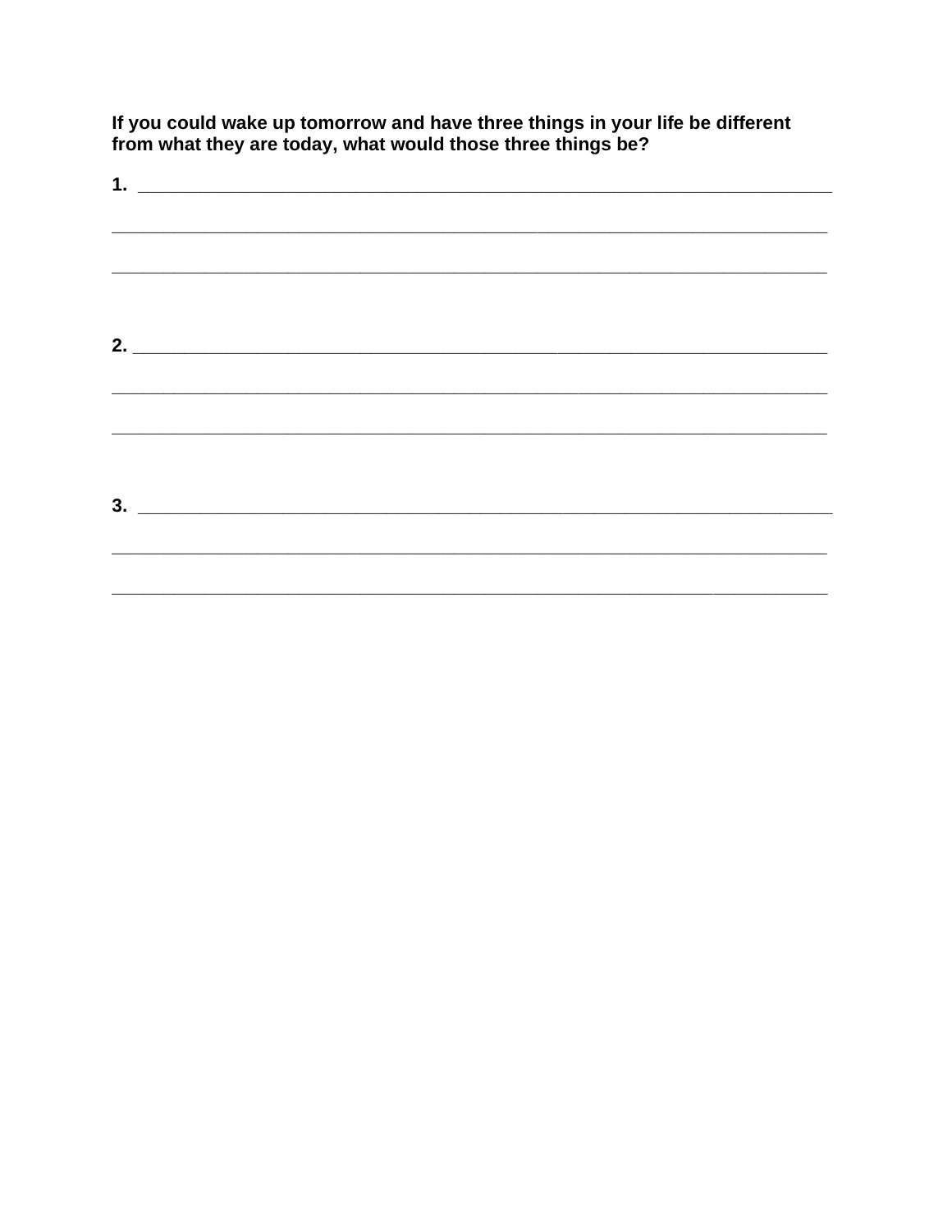**If you could wake up tomorrow and have three things in your life be different from what they are today, what would those three things be?**

**1.** ___________________________________________________________________________

_____________________________________________________________________________

_____________________________________________________________________________

**2.** ___________________________________________________________________________

_____________________________________________________________________________

_____________________________________________________________________________

**3.** ___________________________________________________________________________

_____________________________________________________________________________

_____________________________________________________________________________